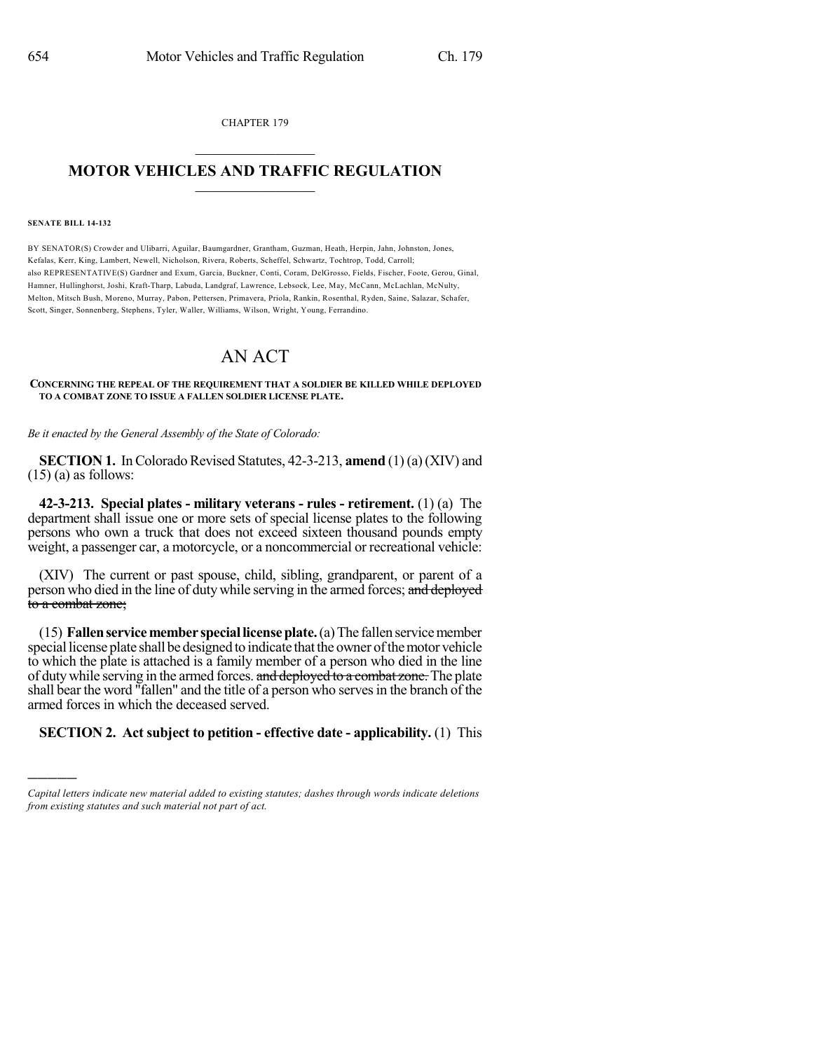CHAPTER 179

# MOTOR VEHICLES AND TRAFFIC REGULATION

**SENATE BILL 14-132**

BY SENATOR(S) Crowder and Ulibarri, Aguilar, Baumgardner, Grantham, Guzman, Heath, Herpin, Jahn, Johnston, Jones, Kefalas, Kerr, King, Lambert, Newell, Nicholson, Rivera, Roberts, Scheffel, Schwartz, Tochtrop, Todd, Carroll;
also REPRESENTATIVE(S) Gardner and Exum, Garcia, Buckner, Conti, Coram, DelGrosso, Fields, Fischer, Foote, Gerou, Ginal, Hamner, Hullinghorst, Joshi, Kraft-Tharp, Labuda, Landgraf, Lawrence, Lebsock, Lee, May, McCann, McLachlan, McNulty, Melton, Mitsch Bush, Moreno, Murray, Pabon, Pettersen, Primavera, Priola, Rankin, Rosenthal, Ryden, Saine, Salazar, Schafer, Scott, Singer, Sonnenberg, Stephens, Tyler, Waller, Williams, Wilson, Wright, Young, Ferrandino.

# AN ACT

**CONCERNING THE REPEAL OF THE REQUIREMENT THAT A SOLDIER BE KILLED WHILE DEPLOYED TO A COMBAT ZONE TO ISSUE A FALLEN SOLDIER LICENSE PLATE.**

*Be it enacted by the General Assembly of the State of Colorado:*

**SECTION 1.** In Colorado Revised Statutes, 42-3-213, **amend** (1) (a) (XIV) and (15) (a) as follows:

**42-3-213. Special plates - military veterans - rules - retirement.** (1) (a) The department shall issue one or more sets of special license plates to the following persons who own a truck that does not exceed sixteen thousand pounds empty weight, a passenger car, a motorcycle, or a noncommercial or recreational vehicle:

(XIV) The current or past spouse, child, sibling, grandparent, or parent of a person who died in the line of duty while serving in the armed forces; ~~and deployed to a combat zone;~~

(15) **Fallen service member special license plate.** (a) The fallen service member special license plate shall be designed to indicate that the owner of the motor vehicle to which the plate is attached is a family member of a person who died in the line of duty while serving in the armed forces. ~~and deployed to a combat zone.~~ The plate shall bear the word "fallen" and the title of a person who serves in the branch of the armed forces in which the deceased served.

**SECTION 2. Act subject to petition - effective date - applicability.** (1) This

---

*Capital letters indicate new material added to existing statutes; dashes through words indicate deletions from existing statutes and such material not part of act.*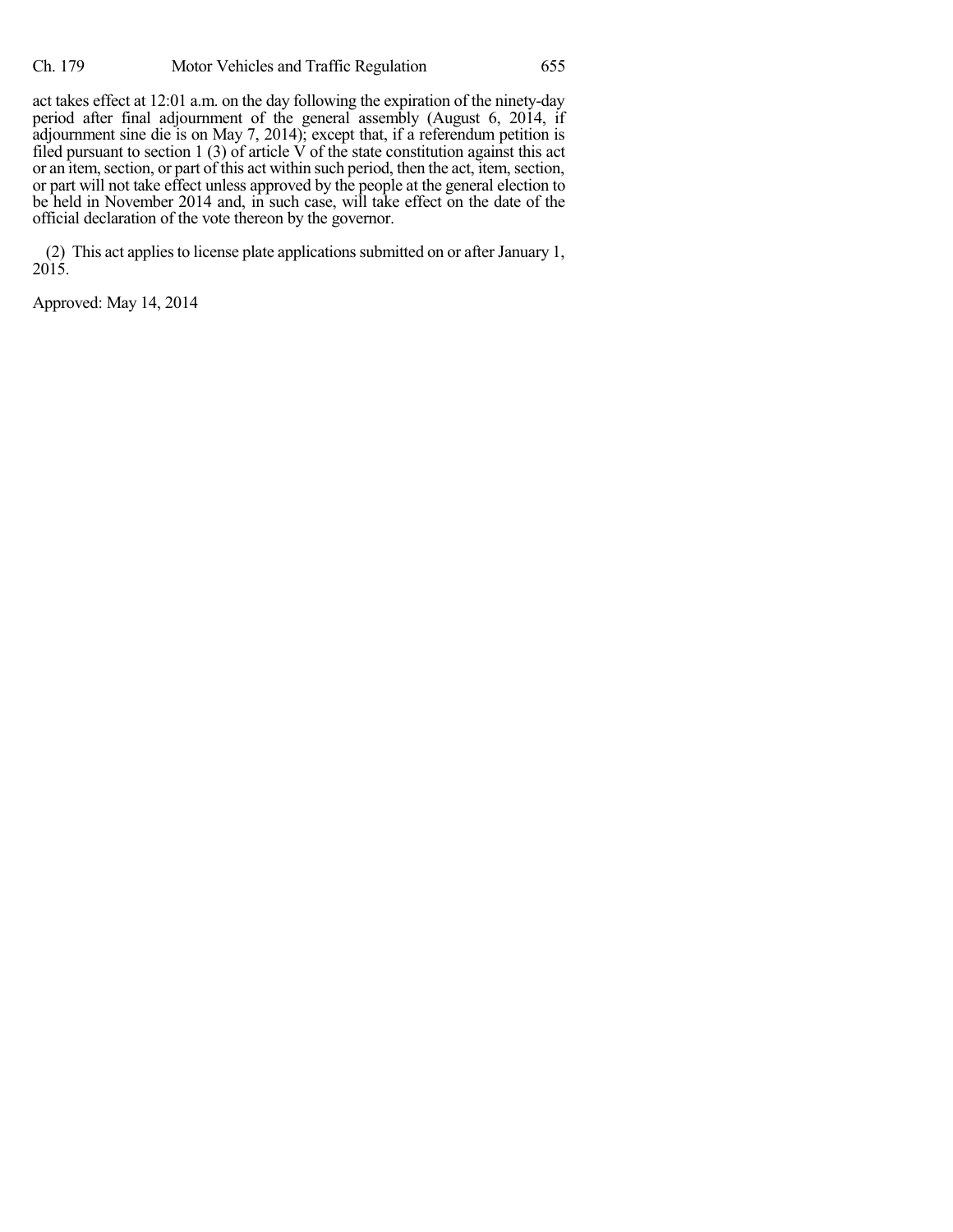act takes effect at 12:01 a.m. on the day following the expiration of the ninety-day period after final adjournment of the general assembly (August 6, 2014, if adjournment sine die is on May 7, 2014); except that, if a referendum petition is filed pursuant to section 1 (3) of article V of the state constitution against this act or an item, section, or part of this act within such period, then the act, item, section, or part will not take effect unless approved by the people at the general election to be held in November 2014 and, in such case, will take effect on the date of the official declaration of the vote thereon by the governor.

(2) This act applies to license plate applications submitted on or after January 1, 2015.

Approved: May 14, 2014